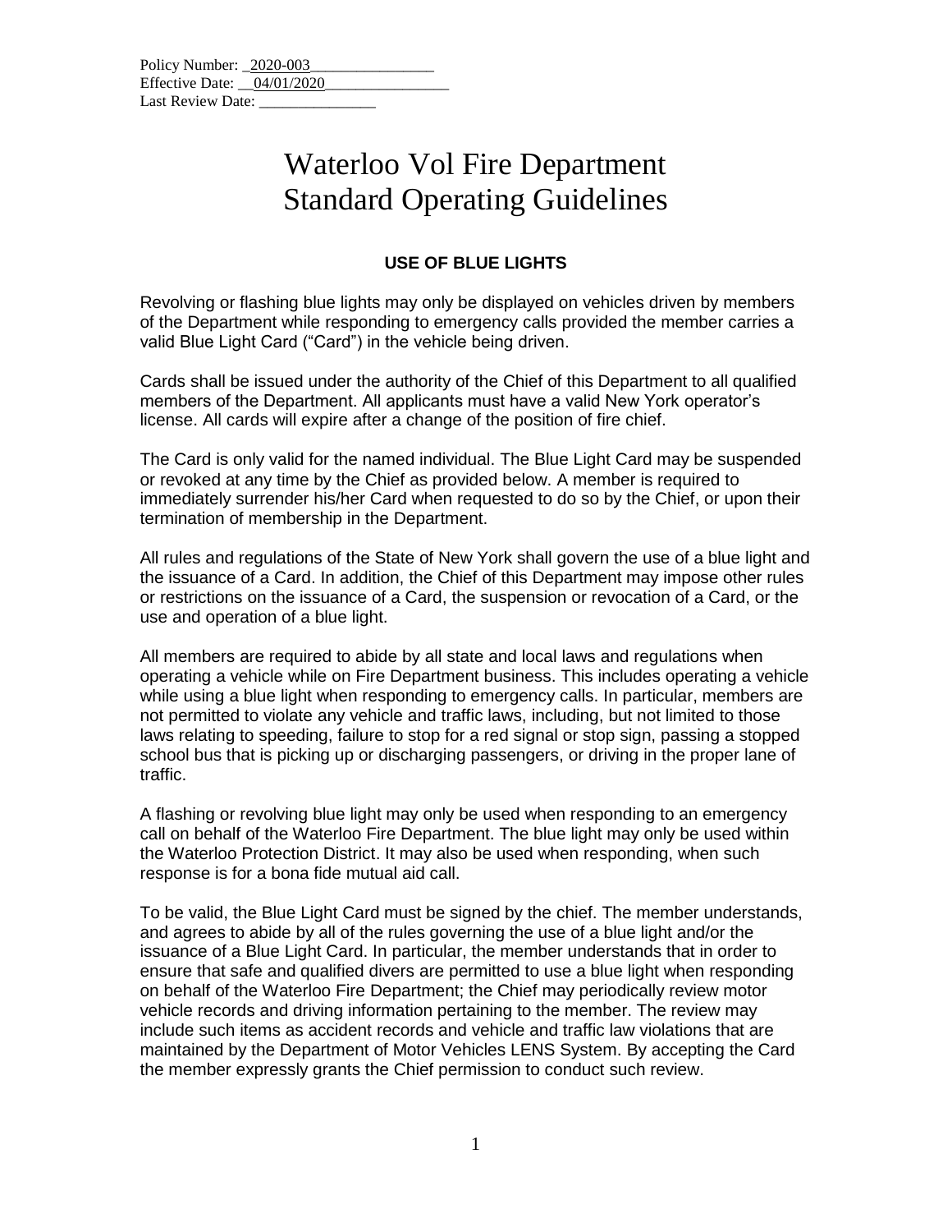Policy Number: _2020-003________________
Effective Date: __04/01/2020________________
Last Review Date: _______________

# Waterloo Vol Fire Department
# Standard Operating Guidelines

## USE OF BLUE LIGHTS

Revolving or flashing blue lights may only be displayed on vehicles driven by members of the Department while responding to emergency calls provided the member carries a valid Blue Light Card ("Card") in the vehicle being driven.

Cards shall be issued under the authority of the Chief of this Department to all qualified members of the Department. All applicants must have a valid New York operator's license. All cards will expire after a change of the position of fire chief.

The Card is only valid for the named individual. The Blue Light Card may be suspended or revoked at any time by the Chief as provided below. A member is required to immediately surrender his/her Card when requested to do so by the Chief, or upon their termination of membership in the Department.

All rules and regulations of the State of New York shall govern the use of a blue light and the issuance of a Card. In addition, the Chief of this Department may impose other rules or restrictions on the issuance of a Card, the suspension or revocation of a Card, or the use and operation of a blue light.

All members are required to abide by all state and local laws and regulations when operating a vehicle while on Fire Department business. This includes operating a vehicle while using a blue light when responding to emergency calls. In particular, members are not permitted to violate any vehicle and traffic laws, including, but not limited to those laws relating to speeding, failure to stop for a red signal or stop sign, passing a stopped school bus that is picking up or discharging passengers, or driving in the proper lane of traffic.

A flashing or revolving blue light may only be used when responding to an emergency call on behalf of the Waterloo Fire Department. The blue light may only be used within the Waterloo Protection District. It may also be used when responding, when such response is for a bona fide mutual aid call.

To be valid, the Blue Light Card must be signed by the chief. The member understands, and agrees to abide by all of the rules governing the use of a blue light and/or the issuance of a Blue Light Card. In particular, the member understands that in order to ensure that safe and qualified divers are permitted to use a blue light when responding on behalf of the Waterloo Fire Department; the Chief may periodically review motor vehicle records and driving information pertaining to the member. The review may include such items as accident records and vehicle and traffic law violations that are maintained by the Department of Motor Vehicles LENS System. By accepting the Card the member expressly grants the Chief permission to conduct such review.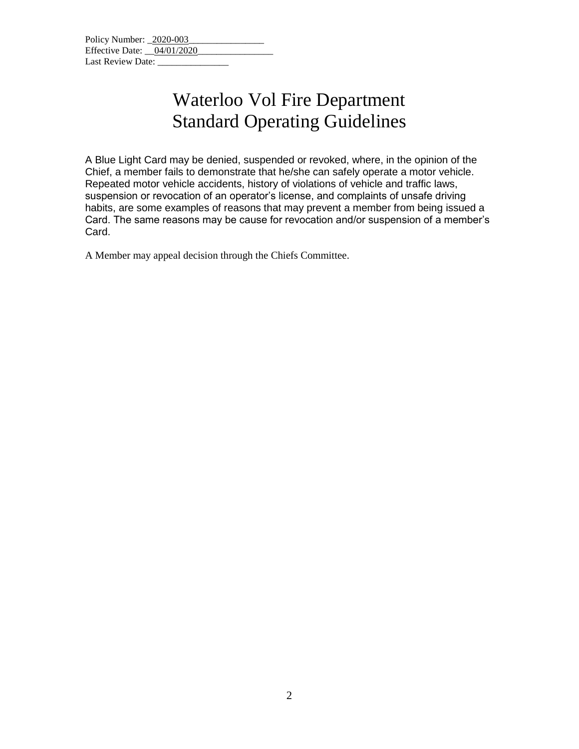Policy Number: _2020-003________________
Effective Date: __04/01/2020________________
Last Review Date: _______________

# Waterloo Vol Fire Department
# Standard Operating Guidelines

A Blue Light Card may be denied, suspended or revoked, where, in the opinion of the Chief, a member fails to demonstrate that he/she can safely operate a motor vehicle. Repeated motor vehicle accidents, history of violations of vehicle and traffic laws, suspension or revocation of an operator's license, and complaints of unsafe driving habits, are some examples of reasons that may prevent a member from being issued a Card. The same reasons may be cause for revocation and/or suspension of a member's Card.

A Member may appeal decision through the Chiefs Committee.